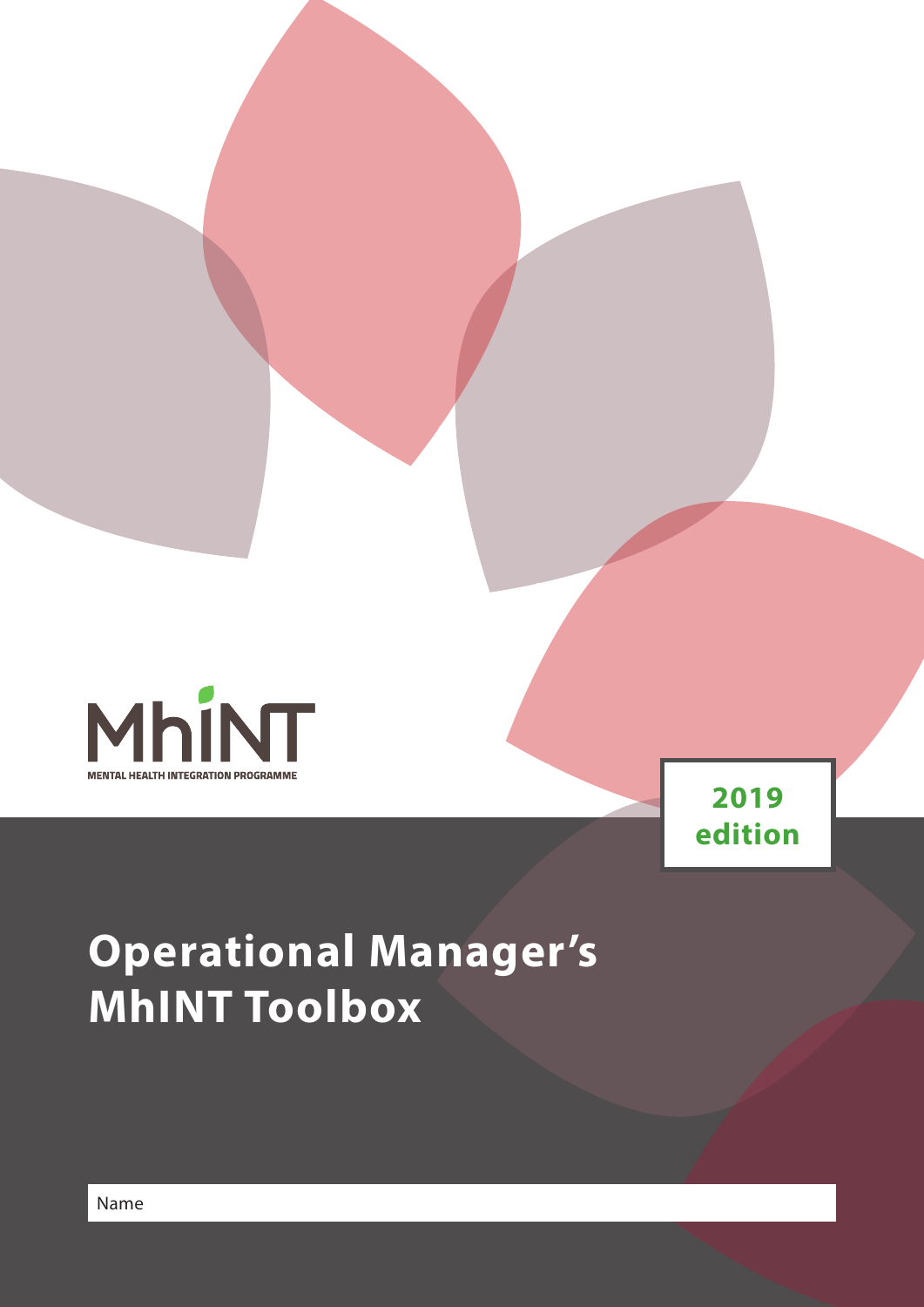MhINT

MENTAL HEALTH INTEGRATION PROGRAMME

**2019 edition**

# Operational Manager's MhINT Toolbox

Name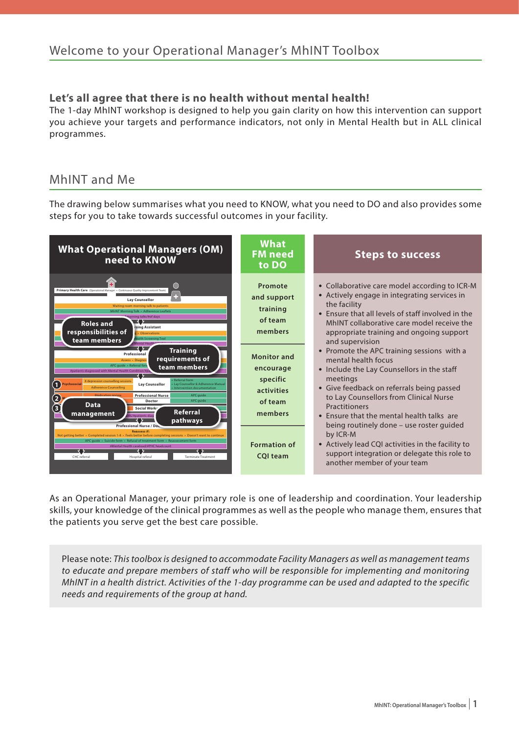## Welcome to your Operational Manager's MhINT Toolbox

**Let's all agree that there is no health without mental health!**

The 1-day MhINT workshop is designed to help you gain clarity on how this intervention can support you achieve your targets and performance indicators, not only in Mental Health but in ALL clinical programmes.

## MhINT and Me

The drawing below summarises what you need to KNOW, what you need to DO and also provides some steps for you to take towards successful outcomes in your facility.

| What Operational Managers (OM) need to KNOW | What FM need to DO | Steps to success |
| --- | --- | --- |
| Roles and responsibilities of team members; Training requirements of team members; Data management; Referral pathways | Promote and support training of team members | • Collaborative care model according to ICR-M<br>• Actively engage in integrating services in the facility<br>• Ensure that all levels of staff involved in the MhINT collaborative care model receive the appropriate training and ongoing support and supervision<br>• Promote the APC training sessions with a mental health focus |
| | Monitor and encourage specific activities of team members | • Include the Lay Counsellors in the staff meetings<br>• Give feedback on referrals being passed to Lay Counsellors from Clinical Nurse Practitioners<br>• Ensure that the mental health talks are being routinely done – use roster guided by ICR-M |
| | Formation of CQI team | • Actively lead CQI activities in the facility to support integration or delegate this role to another member of your team |

As an Operational Manager, your primary role is one of leadership and coordination. Your leadership skills, your knowledge of the clinical programmes as well as the people who manage them, ensures that the patients you serve get the best care possible.

> Please note: *This toolbox is designed to accommodate Facility Managers as well as management teams to educate and prepare members of staff who will be responsible for implementing and monitoring MhINT in a health district. Activities of the 1-day programme can be used and adapted to the specific needs and requirements of the group at hand.*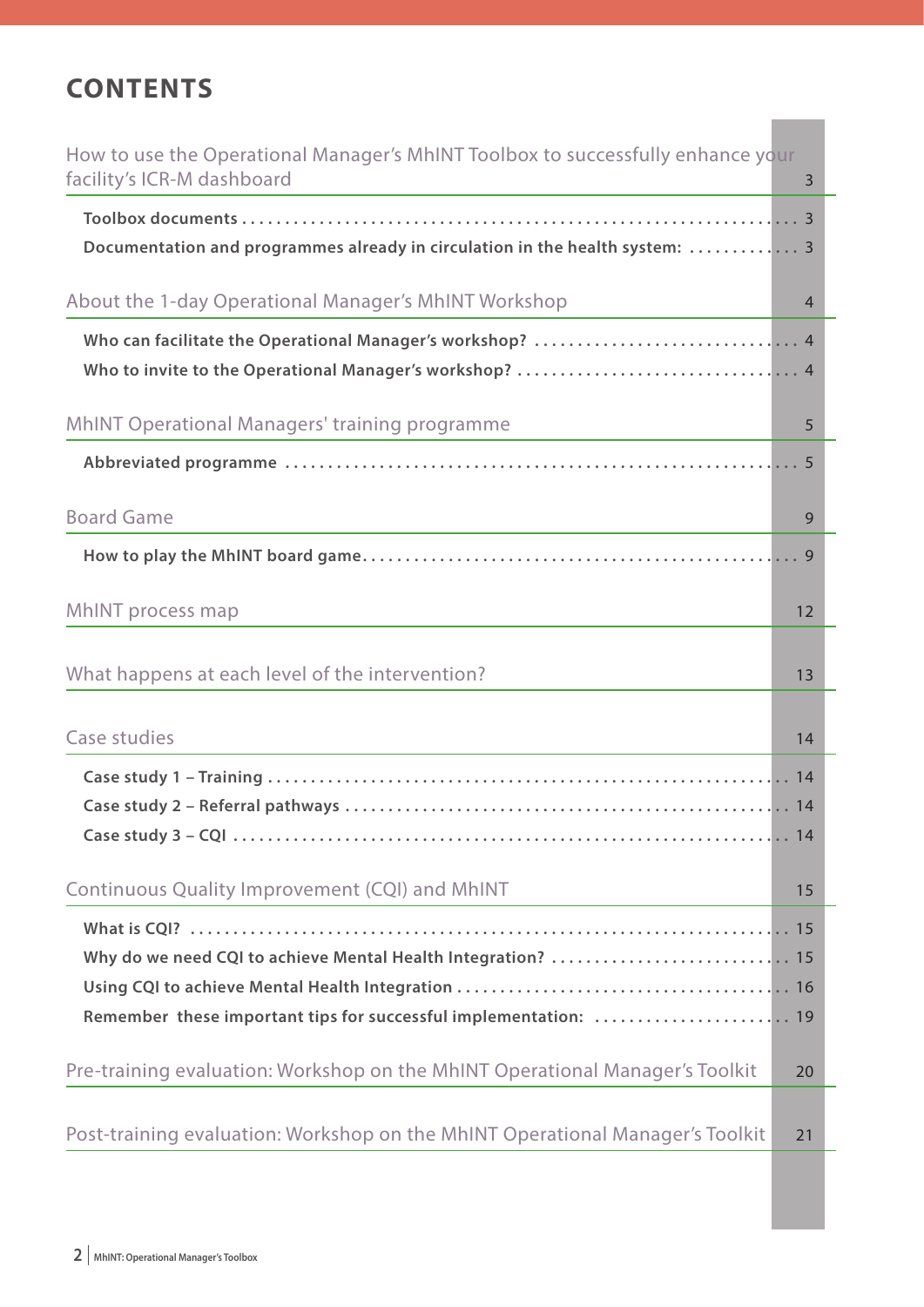# CONTENTS

| | |
|---|---|
| How to use the Operational Manager's MhINT Toolbox to successfully enhance your facility's ICR-M dashboard | 3 |
| **Toolbox documents** | 3 |
| **Documentation and programmes already in circulation in the health system:** | 3 |
| About the 1-day Operational Manager's MhINT Workshop | 4 |
| **Who can facilitate the Operational Manager's workshop?** | 4 |
| **Who to invite to the Operational Manager's workshop?** | 4 |
| MhINT Operational Managers' training programme | 5 |
| **Abbreviated programme** | 5 |
| Board Game | 9 |
| **How to play the MhINT board game** | 9 |
| MhINT process map | 12 |
| What happens at each level of the intervention? | 13 |
| Case studies | 14 |
| **Case study 1 – Training** | 14 |
| **Case study 2 – Referral pathways** | 14 |
| **Case study 3 – CQI** | 14 |
| Continuous Quality Improvement (CQI) and MhINT | 15 |
| **What is CQI?** | 15 |
| **Why do we need CQI to achieve Mental Health Integration?** | 15 |
| **Using CQI to achieve Mental Health Integration** | 16 |
| **Remember these important tips for successful implementation:** | 19 |
| Pre-training evaluation: Workshop on the MhINT Operational Manager's Toolkit | 20 |
| Post-training evaluation: Workshop on the MhINT Operational Manager's Toolkit | 21 |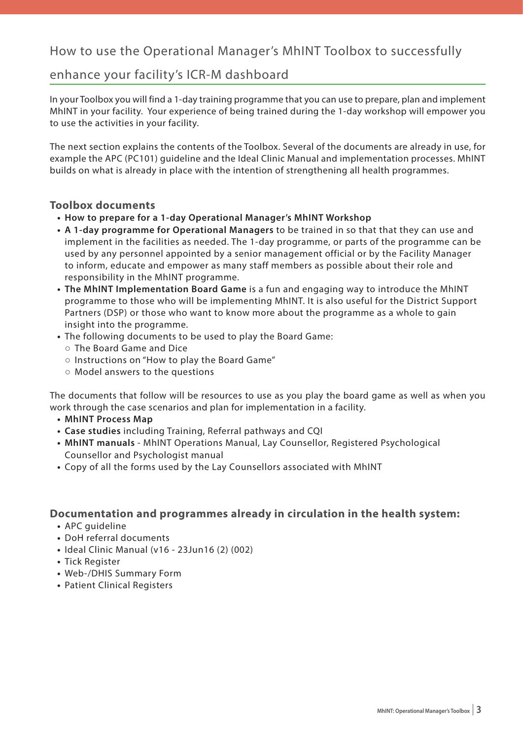## How to use the Operational Manager's MhINT Toolbox to successfully enhance your facility's ICR-M dashboard

In your Toolbox you will find a 1-day training programme that you can use to prepare, plan and implement MhINT in your facility. Your experience of being trained during the 1-day workshop will empower you to use the activities in your facility.

The next section explains the contents of the Toolbox. Several of the documents are already in use, for example the APC (PC101) guideline and the Ideal Clinic Manual and implementation processes. MhINT builds on what is already in place with the intention of strengthening all health programmes.

### Toolbox documents

- **How to prepare for a 1-day Operational Manager's MhINT Workshop**
- **A 1-day programme for Operational Managers** to be trained in so that that they can use and implement in the facilities as needed. The 1-day programme, or parts of the programme can be used by any personnel appointed by a senior management official or by the Facility Manager to inform, educate and empower as many staff members as possible about their role and responsibility in the MhINT programme.
- **The MhINT Implementation Board Game** is a fun and engaging way to introduce the MhINT programme to those who will be implementing MhINT. It is also useful for the District Support Partners (DSP) or those who want to know more about the programme as a whole to gain insight into the programme.
- The following documents to be used to play the Board Game:
  - The Board Game and Dice
  - Instructions on "How to play the Board Game"
  - Model answers to the questions

The documents that follow will be resources to use as you play the board game as well as when you work through the case scenarios and plan for implementation in a facility.

- **MhINT Process Map**
- **Case studies** including Training, Referral pathways and CQI
- **MhINT manuals** - MhINT Operations Manual, Lay Counsellor, Registered Psychological Counsellor and Psychologist manual
- Copy of all the forms used by the Lay Counsellors associated with MhINT

### Documentation and programmes already in circulation in the health system:

- APC guideline
- DoH referral documents
- Ideal Clinic Manual (v16 - 23Jun16 (2) (002)
- Tick Register
- Web-/DHIS Summary Form
- Patient Clinical Registers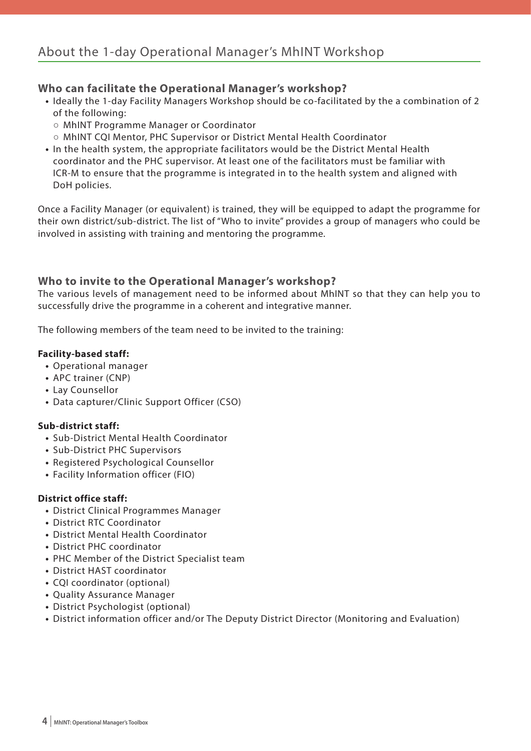# About the 1-day Operational Manager's MhINT Workshop

### Who can facilitate the Operational Manager's workshop?

- Ideally the 1-day Facility Managers Workshop should be co-facilitated by the a combination of 2 of the following:
  - MhINT Programme Manager or Coordinator
  - MhINT CQI Mentor, PHC Supervisor or District Mental Health Coordinator
- In the health system, the appropriate facilitators would be the District Mental Health coordinator and the PHC supervisor. At least one of the facilitators must be familiar with ICR-M to ensure that the programme is integrated in to the health system and aligned with DoH policies.

Once a Facility Manager (or equivalent) is trained, they will be equipped to adapt the programme for their own district/sub-district. The list of "Who to invite" provides a group of managers who could be involved in assisting with training and mentoring the programme.

### Who to invite to the Operational Manager's workshop?

The various levels of management need to be informed about MhINT so that they can help you to successfully drive the programme in a coherent and integrative manner.

The following members of the team need to be invited to the training:

**Facility-based staff:**

- Operational manager
- APC trainer (CNP)
- Lay Counsellor
- Data capturer/Clinic Support Officer (CSO)

**Sub-district staff:**

- Sub-District Mental Health Coordinator
- Sub-District PHC Supervisors
- Registered Psychological Counsellor
- Facility Information officer (FIO)

**District office staff:**

- District Clinical Programmes Manager
- District RTC Coordinator
- District Mental Health Coordinator
- District PHC coordinator
- PHC Member of the District Specialist team
- District HAST coordinator
- CQI coordinator (optional)
- Quality Assurance Manager
- District Psychologist (optional)
- District information officer and/or The Deputy District Director (Monitoring and Evaluation)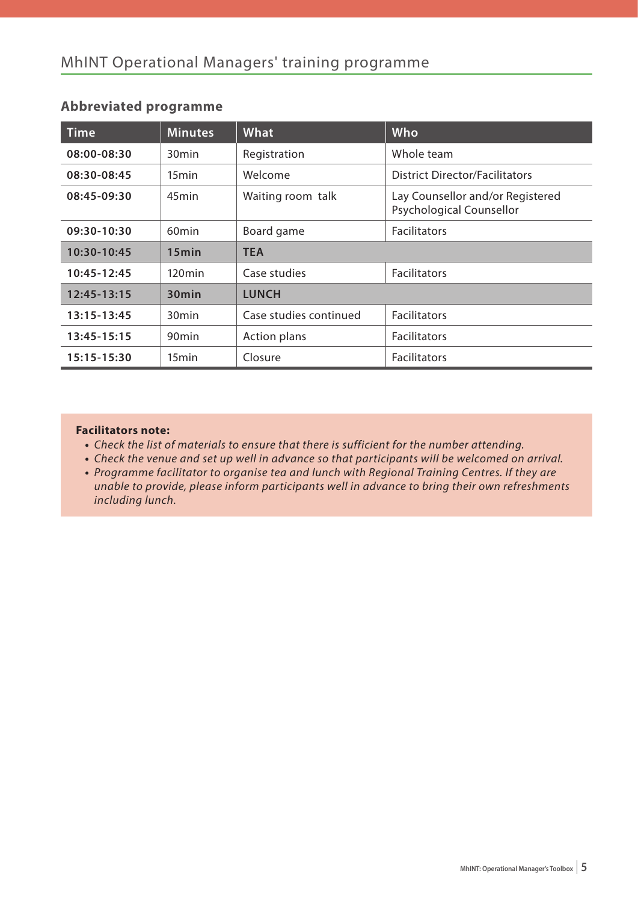# MhINT Operational Managers' training programme

## Abbreviated programme

| Time | Minutes | What | Who |
|---|---|---|---|
| **08:00-08:30** | 30min | Registration | Whole team |
| **08:30-08:45** | 15min | Welcome | District Director/Facilitators |
| **08:45-09:30** | 45min | Waiting room talk | Lay Counsellor and/or Registered Psychological Counsellor |
| **09:30-10:30** | 60min | Board game | Facilitators |
| **10:30-10:45** | **15min** | **TEA** | |
| **10:45-12:45** | 120min | Case studies | Facilitators |
| **12:45-13:15** | **30min** | **LUNCH** | |
| **13:15-13:45** | 30min | Case studies continued | Facilitators |
| **13:45-15:15** | 90min | Action plans | Facilitators |
| **15:15-15:30** | 15min | Closure | Facilitators |

**Facilitators note:**

- *Check the list of materials to ensure that there is sufficient for the number attending.*
- *Check the venue and set up well in advance so that participants will be welcomed on arrival.*
- *Programme facilitator to organise tea and lunch with Regional Training Centres. If they are unable to provide, please inform participants well in advance to bring their own refreshments including lunch.*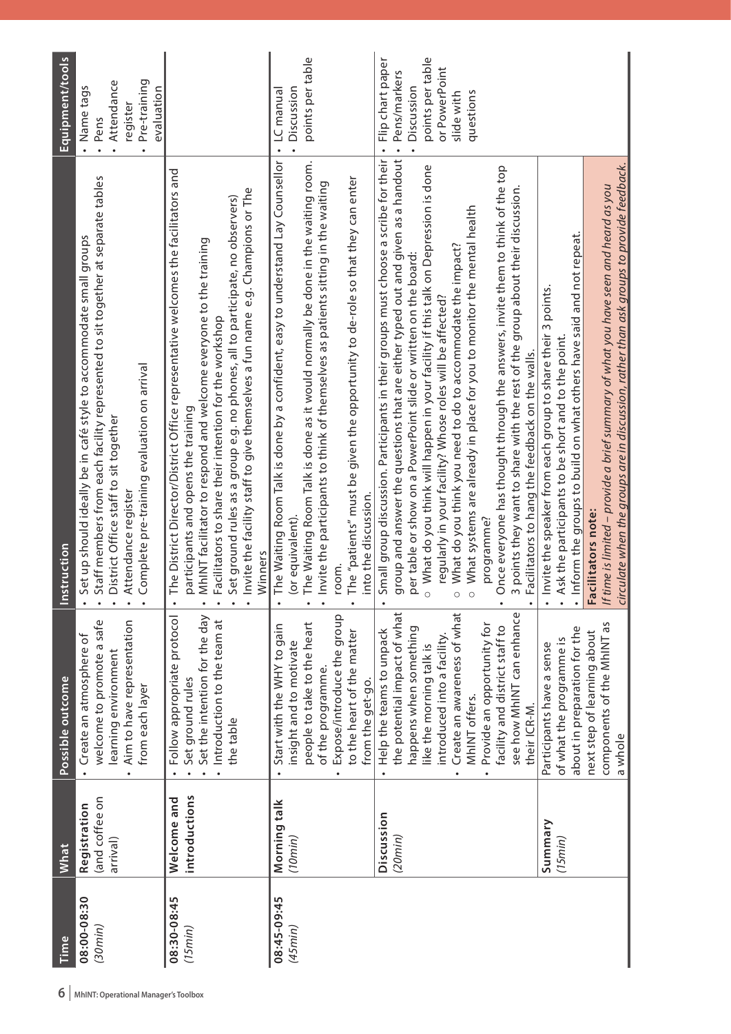| Time | What | Possible outcome | Instruction | Equipment/tools |
|---|---|---|---|---|
| 08:00-08:30 *(30min)* | **Registration** (and coffee on arrival) | • Create an atmosphere of welcome to promote a safe learning environment<br>• Aim to have representation from each layer | • Set up should ideally be in café style to accommodate small groups<br>• Staff members from each facility represented to sit together at separate tables<br>• District Office staff to sit together<br>• Attendance register<br>• Complete pre-training evaluation on arrival | • Name tags<br>• Pens<br>• Attendance register<br>• Pre-training evaluation |
| 08:30-08:45 *(15min)* | **Welcome and introductions** | • Follow appropriate protocol<br>• Set ground rules<br>• Set the intention for the day<br>• Introduction to the team at the table | • The District Director/District Office representative welcomes the facilitators and participants and opens the training<br>• MhINT facilitator to respond and welcome everyone to the training<br>• Facilitators to share their intention for the workshop<br>• Set ground rules as a group e.g. no phones, all to participate, no observers)<br>• Invite the facility staff to give themselves a fun name e.g. Champions or The Winners | |
| 08:45-09:45 *(45min)* | **Morning talk** *(10min)* | • Start with the WHY to gain insight and to motivate people to take to the heart of the programme.<br>• Expose/introduce the group to the heart of the matter from the get-go. | • The Waiting Room Talk is done by a confident, easy to understand Lay Counsellor (or equivalent).<br>• The Waiting Room Talk is done as it would normally be done in the waiting room.<br>• Invite the participants to think of themselves as patients sitting in the waiting room.<br>• The "patients" must be given the opportunity to de-role so that they can enter into the discussion. | • LC manual<br>• Discussion points per table |
| | **Discussion** *(20min)* | • Help the teams to unpack the potential impact of what happens when something like the morning talk is introduced into a facility.<br>• Create an awareness of what MhINT offers.<br>• Provide an opportunity for facility and district staff to see how MhINT can enhance their ICR-M. | • Small group discussion. Participants in their groups must choose a scribe for their group and answer the questions that are either typed out and given as a handout per table or show on a PowerPoint slide or written on the board:<br>  ○ What do you think will happen in your facility if this talk on Depression is done regularly in your facility? Whose roles will be affected?<br>  ○ What do you think you need to do to accommodate the impact?<br>  ○ What systems are already in place for you to monitor the mental health programme?<br>• Once everyone has thought through the answers, invite them to think of the top 3 points they want to share with the rest of the group about their discussion.<br>• Facilitators to hang the feedback on the walls. | • Flip chart paper<br>• Pens/markers<br>• Discussion points per table or PowerPoint slide with questions |
| | **Summary** *(15min)* | Participants have a sense of what the programme is about in preparation for the next step of learning about components of the MhINT as a whole | • Invite the speaker from each group to share their 3 points.<br>• Ask the participants to be short and to the point.<br>• Inform the groups to build on what others have said and not repeat.<br>**Facilitators note:**<br>*If time is limited – provide a brief summary of what you have seen and heard as you circulate when the groups are in discussion, rather than ask groups to provide feedback.* | |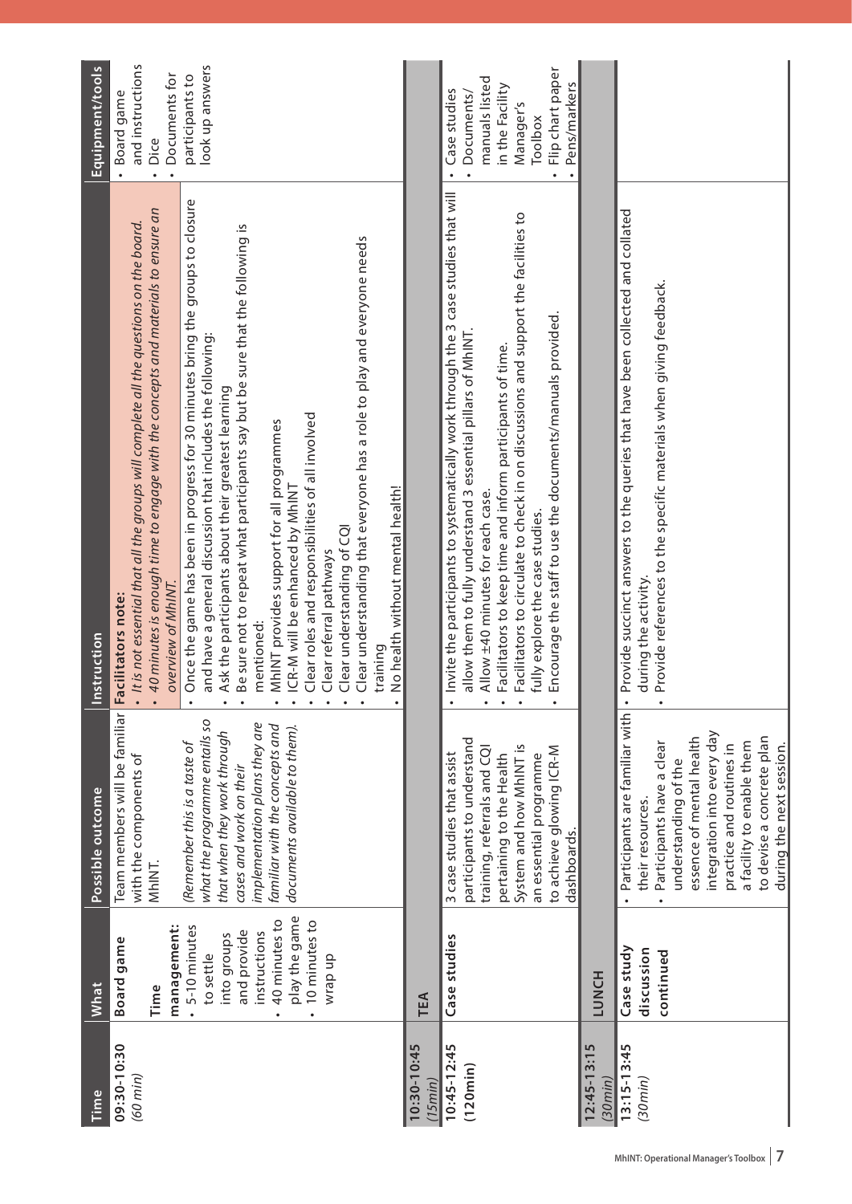| Time | What | Possible outcome | Instruction | Equipment/tools |
|---|---|---|---|---|
| **09:30-10:30** *(60 min)* | **Board game**<br><br>**Time management:**<br>• 5-10 minutes to settle into groups and provide instructions<br>• 40 minutes to play the game<br>• 10 minutes to wrap up | Team members will be familiar with the components of MhINT.<br><br>*(Remember this is a taste of what the programme entails so that when they work through cases and work on their implementation plans they are familiar with the concepts and documents available to them).* | **Facilitators note:**<br>• *It is not essential that all the groups will complete all the questions on the board.*<br>• *40 minutes is enough time to engage with the concepts and materials to ensure an overview of MhINT.*<br><br>• Once the game has been in progress for 30 minutes bring the groups to closure and have a general discussion that includes the following:<br>• Ask the participants about their greatest learning<br>• Be sure not to repeat what participants say but be sure that the following is mentioned:<br>• MhINT provides support for all programmes<br>• ICR-M will be enhanced by MhINT<br>• Clear roles and responsibilities of all involved<br>• Clear referral pathways<br>• Clear understanding of CQI<br>• Clear understanding that everyone has a role to play and everyone needs training<br>• No health without mental health! | • Board game and instructions<br>• Dice<br>• Documents for participants to look up answers |
| **10:30-10:45** *(15min)* | **TEA** | | | |
| **10:45-12:45** **(120min)** | **Case studies** | 3 case studies that assist participants to understand training, referrals and CQI pertaining to the Health System and how MhINT is an essential programme to achieve glowing ICR-M dashboards. | • Invite the participants to systematically work through the 3 case studies that will allow them to fully understand 3 essential pillars of MhINT.<br>• Allow ±40 minutes for each case.<br>• Facilitators to keep time and inform participants of time.<br>• Facilitators to circulate to check in on discussions and support the facilities to fully explore the case studies.<br>• Encourage the staff to use the documents/manuals provided. | • Case studies<br>• Documents/ manuals listed in the Facility Manager's Toolbox<br>• Flip chart paper<br>• Pens/markers |
| **12:45-13:15** *(30min)* | **LUNCH** | | | |
| **13:15-13:45** *(30min)* | **Case study discussion continued** | • Participants are familiar with their resources.<br>• Participants have a clear understanding of the essence of mental health integration into every day practice and routines in a facility to enable them to devise a concrete plan during the next session. | • Provide succinct answers to the queries that have been collected and collated during the activity.<br>• Provide references to the specific materials when giving feedback. | |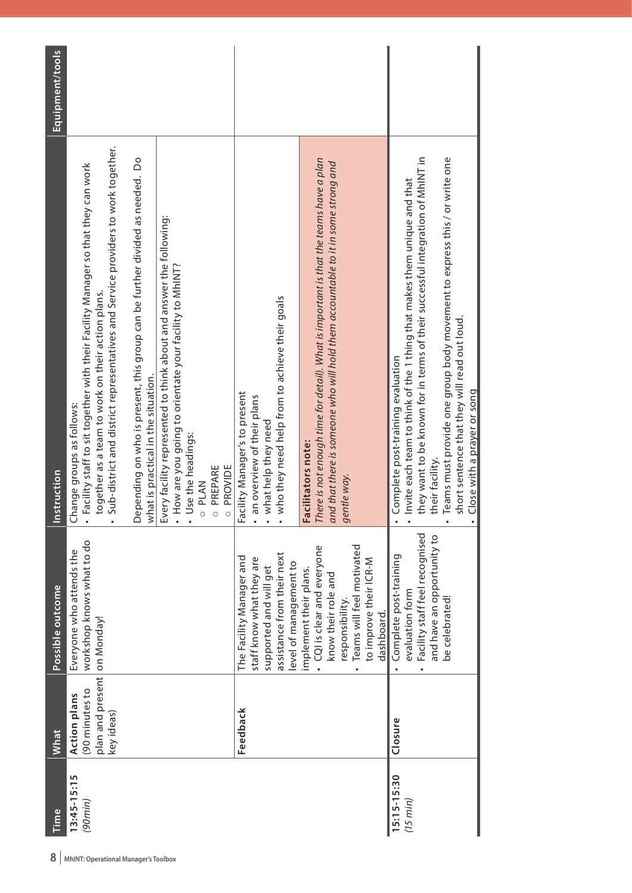| Time | What | Possible outcome | Instruction | Equipment/tools |
|---|---|---|---|---|
| **13:45-15:15** *(90min)* | **Action plans** (90 minutes to plan and present key ideas) | Everyone who attends the workshop knows what to do on Monday! | Change groups as follows: • Facility staff to sit together with their Facility Manager so that they can work together as a team to work on their action plans. • Sub-district and district representatives and Service providers to work together. Depending on who is present, this group can be further divided as needed. Do what is practical in the situation. | |
| | | | Every facility represented to think about and answer the following: • How are you going to orientate your facility to MhINT? • Use the headings: ○ PLAN ○ PREPARE ○ PROVIDE | |
| | **Feedback** | The Facility Manager and staff know what they are supported and will get assistance from their next level of management to implement their plans. • CQI is clear and everyone know their role and responsibility. • Teams will feel motivated to improve their ICR-M dashboard. | Facility Manager's to present • an overview of their plans • what help they need • who they need help from to achieve their goals | |
| | | | **Facilitators note:** *There is not enough time for detail). What is important is that the teams have a plan and that there is someone who will hold them accountable to it in some strong and gentle way.* | |
| **15:15-15:30** *(15 min)* | **Closure** | • Complete post-training evaluation form • Facility staff feel recognised and have an opportunity to be celebrated! | • Complete post-training evaluation • Invite each team to think of the 1 thing that makes them unique and that they want to be known for in terms of their successful integration of MhINT in their facility. • Teams must provide one group body movement to express this / or write one short sentence that they will read out loud. • Close with a prayer or song | |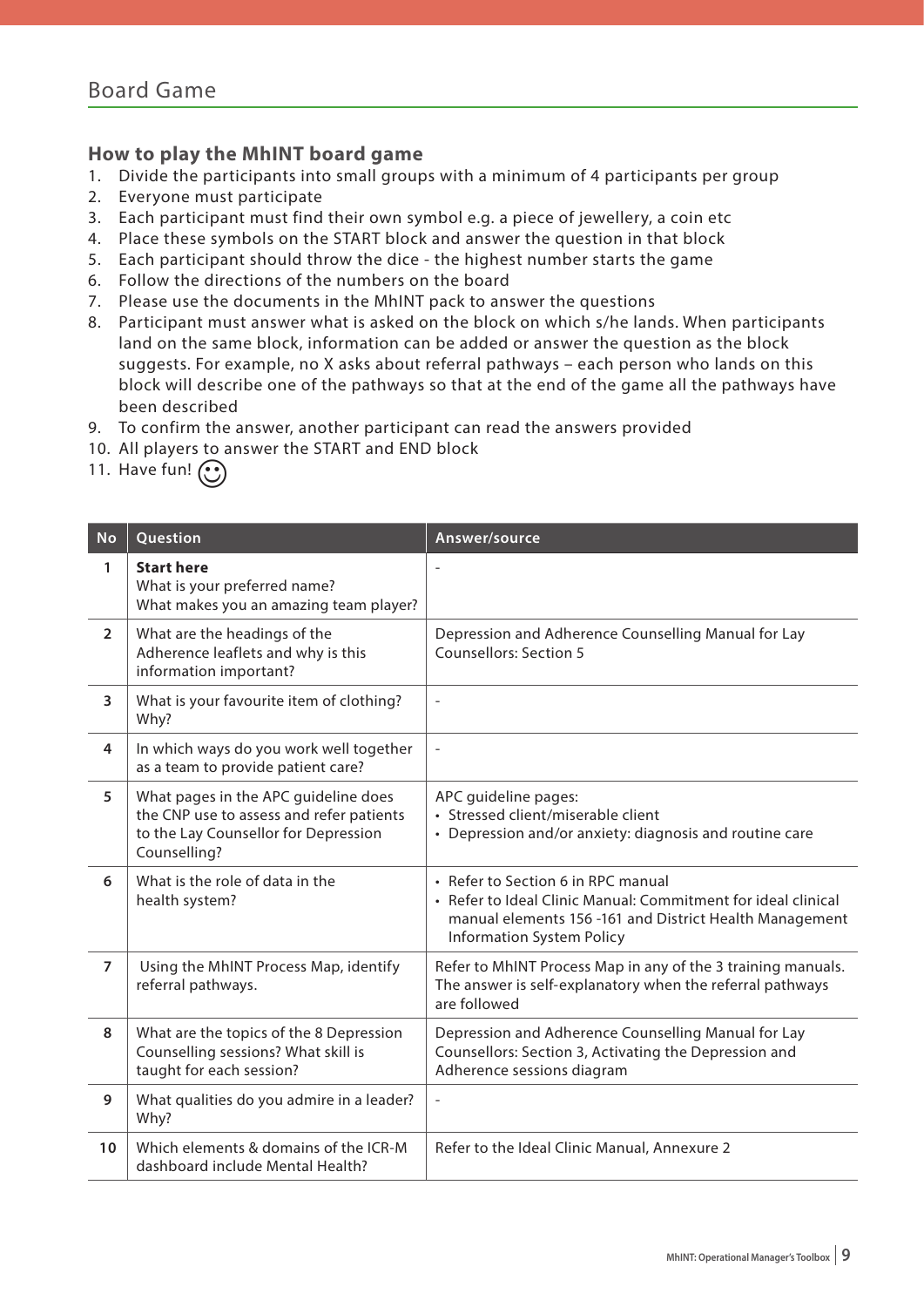## Board Game

### How to play the MhINT board game

1. Divide the participants into small groups with a minimum of 4 participants per group
2. Everyone must participate
3. Each participant must find their own symbol e.g. a piece of jewellery, a coin etc
4. Place these symbols on the START block and answer the question in that block
5. Each participant should throw the dice - the highest number starts the game
6. Follow the directions of the numbers on the board
7. Please use the documents in the MhINT pack to answer the questions
8. Participant must answer what is asked on the block on which s/he lands. When participants land on the same block, information can be added or answer the question as the block suggests. For example, no X asks about referral pathways – each person who lands on this block will describe one of the pathways so that at the end of the game all the pathways have been described
9. To confirm the answer, another participant can read the answers provided
10. All players to answer the START and END block
11. Have fun! ☺

| No | Question | Answer/source |
|---|---|---|
| 1 | **Start here**<br>What is your preferred name?<br>What makes you an amazing team player? | - |
| 2 | What are the headings of the Adherence leaflets and why is this information important? | Depression and Adherence Counselling Manual for Lay Counsellors: Section 5 |
| 3 | What is your favourite item of clothing? Why? | - |
| 4 | In which ways do you work well together as a team to provide patient care? | - |
| 5 | What pages in the APC guideline does the CNP use to assess and refer patients to the Lay Counsellor for Depression Counselling? | APC guideline pages:<br>• Stressed client/miserable client<br>• Depression and/or anxiety: diagnosis and routine care |
| 6 | What is the role of data in the health system? | • Refer to Section 6 in RPC manual<br>• Refer to Ideal Clinic Manual: Commitment for ideal clinical manual elements 156 -161 and District Health Management Information System Policy |
| 7 | Using the MhINT Process Map, identify referral pathways. | Refer to MhINT Process Map in any of the 3 training manuals. The answer is self-explanatory when the referral pathways are followed |
| 8 | What are the topics of the 8 Depression Counselling sessions? What skill is taught for each session? | Depression and Adherence Counselling Manual for Lay Counsellors: Section 3, Activating the Depression and Adherence sessions diagram |
| 9 | What qualities do you admire in a leader? Why? | - |
| 10 | Which elements & domains of the ICR-M dashboard include Mental Health? | Refer to the Ideal Clinic Manual, Annexure 2 |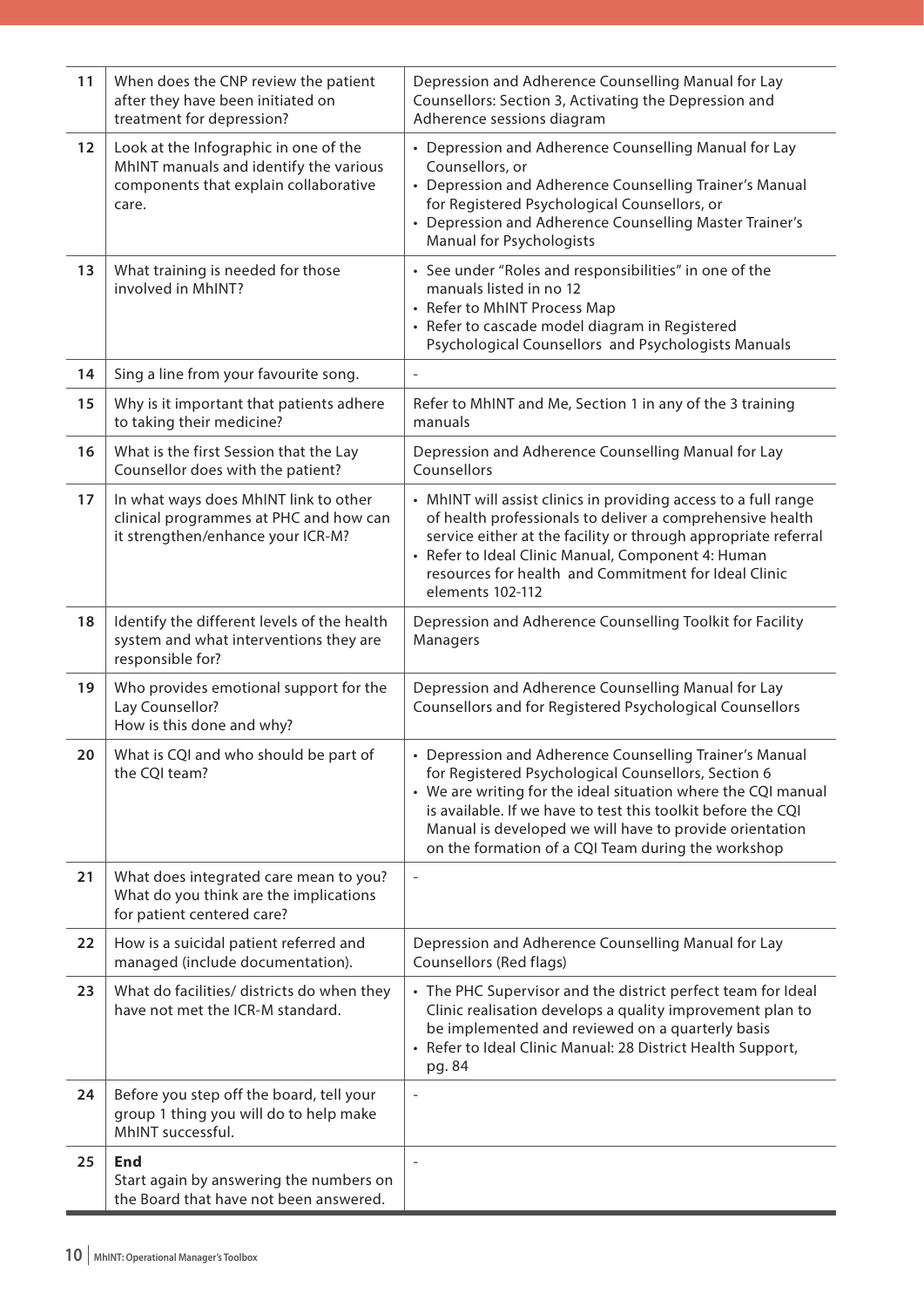| | | |
|---|---|---|
| 11 | When does the CNP review the patient after they have been initiated on treatment for depression? | Depression and Adherence Counselling Manual for Lay Counsellors: Section 3, Activating the Depression and Adherence sessions diagram |
| 12 | Look at the Infographic in one of the MhINT manuals and identify the various components that explain collaborative care. | • Depression and Adherence Counselling Manual for Lay Counsellors, or<br>• Depression and Adherence Counselling Trainer's Manual for Registered Psychological Counsellors, or<br>• Depression and Adherence Counselling Master Trainer's Manual for Psychologists |
| 13 | What training is needed for those involved in MhINT? | • See under "Roles and responsibilities" in one of the manuals listed in no 12<br>• Refer to MhINT Process Map<br>• Refer to cascade model diagram in Registered Psychological Counsellors and Psychologists Manuals |
| 14 | Sing a line from your favourite song. | - |
| 15 | Why is it important that patients adhere to taking their medicine? | Refer to MhINT and Me, Section 1 in any of the 3 training manuals |
| 16 | What is the first Session that the Lay Counsellor does with the patient? | Depression and Adherence Counselling Manual for Lay Counsellors |
| 17 | In what ways does MhINT link to other clinical programmes at PHC and how can it strengthen/enhance your ICR-M? | • MhINT will assist clinics in providing access to a full range of health professionals to deliver a comprehensive health service either at the facility or through appropriate referral<br>• Refer to Ideal Clinic Manual, Component 4: Human resources for health and Commitment for Ideal Clinic elements 102-112 |
| 18 | Identify the different levels of the health system and what interventions they are responsible for? | Depression and Adherence Counselling Toolkit for Facility Managers |
| 19 | Who provides emotional support for the Lay Counsellor?<br>How is this done and why? | Depression and Adherence Counselling Manual for Lay Counsellors and for Registered Psychological Counsellors |
| 20 | What is CQI and who should be part of the CQI team? | • Depression and Adherence Counselling Trainer's Manual for Registered Psychological Counsellors, Section 6<br>• We are writing for the ideal situation where the CQI manual is available. If we have to test this toolkit before the CQI Manual is developed we will have to provide orientation on the formation of a CQI Team during the workshop |
| 21 | What does integrated care mean to you? What do you think are the implications for patient centered care? | - |
| 22 | How is a suicidal patient referred and managed (include documentation). | Depression and Adherence Counselling Manual for Lay Counsellors (Red flags) |
| 23 | What do facilities/ districts do when they have not met the ICR-M standard. | • The PHC Supervisor and the district perfect team for Ideal Clinic realisation develops a quality improvement plan to be implemented and reviewed on a quarterly basis<br>• Refer to Ideal Clinic Manual: 28 District Health Support, pg. 84 |
| 24 | Before you step off the board, tell your group 1 thing you will do to help make MhINT successful. | - |
| 25 | **End**<br>Start again by answering the numbers on the Board that have not been answered. | - |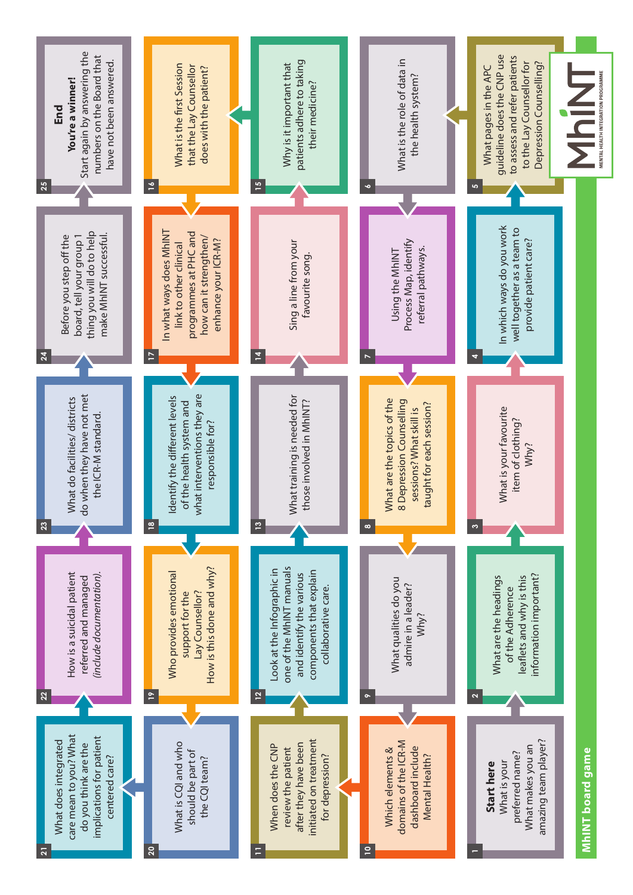# MhINT board game

MhINT
MENTAL HEALTH INTEGRATION PROGRAMME

**1 Start here**
What is your preferred name? What makes you an amazing team player?

**2** What are the headings of the Adherence leaflets and why is this information important?

**3** What is your favourite item of clothing? Why?

**4** In which ways do you work well together as a team to provide patient care?

**5** What pages in the APC guideline does the CNP use to assess and refer patients to the Lay Counsellor for Depression Counselling?

**6** What is the role of data in the health system?

**7** Using the MhINT Process Map, identify referral pathways.

**8** What are the topics of the 8 Depression Counselling sessions? What skill is taught for each session?

**9** What qualities do you admire in a leader? Why?

**10** Which elements & domains of the ICR-M dashboard include Mental Health?

**11** When does the CNP review the patient after they have been initiated on treatment for depression?

**12** Look at the Infographic in one of the MhINT manuals and identify the various components that explain collaborative care.

**13** What training is needed for those involved in MhINT?

**14** Sing a line from your favourite song.

**15** Why is it important that patients adhere to taking their medicine?

**16** What is the first Session that the Lay Counsellor does with the patient?

**17** In what ways does MhINT link to other clinical programmes at PHC and how can it strengthen/ enhance your ICR-M?

**18** Identify the different levels of the health system and what interventions they are responsible for?

**19** Who provides emotional support for the Lay Counsellor? How is this done and why?

**20** What is CQI and who should be part of the CQI team?

**21** What does integrated care mean to you? What do you think are the implications for patient centered care?

**22** How is a suicidal patient referred and managed *(include documentation)*.

**23** What do facilities/ districts do when they have not met the ICR-M standard.

**24** Before you step off the board, tell your group 1 thing you will do to help make MhINT successful.

**25 End**
**You're a winner!**
Start again by answering the numbers on the Board that have not been answered.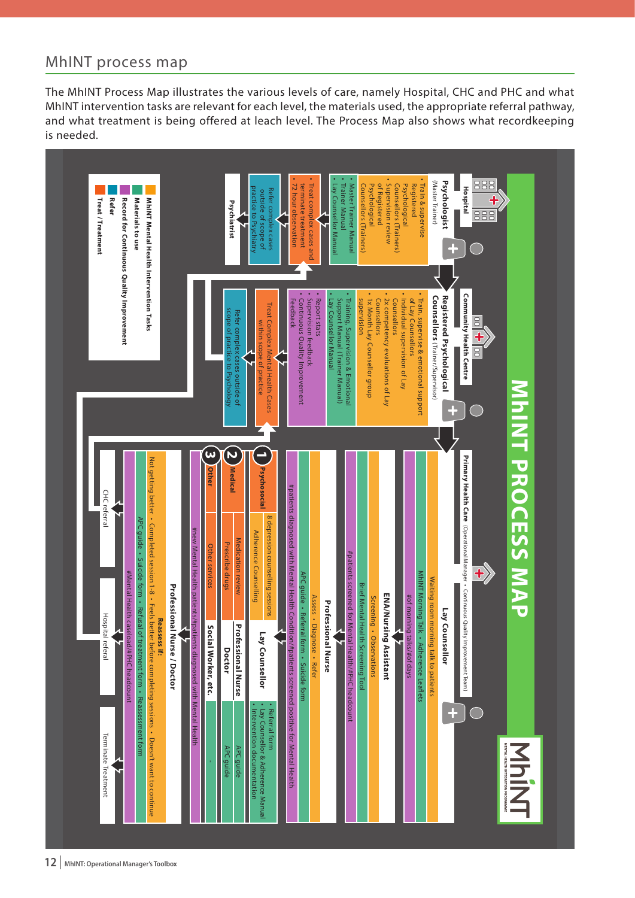## MhINT process map

The MhINT Process Map illustrates the various levels of care, namely Hospital, CHC and PHC and what MhINT intervention tasks are relevant for each level, the materials used, the appropriate referral pathway, and what treatment is being offered at leach level. The Process Map also shows what recordkeeping is needed.

# MhINT PROCESS MAP

**Legend:**
- MhINT Mental Health Intervention Tasks
- Materials to use
- Record for Continuous Quality Improvement
- Refer
- Treat / Treatment

### Hospital

**Psychologist** (Master Trainer)

- Train & supervise Registered Psychological Counsellors (Trainers)
- Supervision review of Registered Psychological Counsellors (Trainers)

Materials:
- Master Trainer Manual
- Trainer Manual
- Lay Counsellor Manual

Treat:
- Treat complex cases and terminate treatment
- 72 hour observation

Refer: Refer complex cases outside of scope of practice to Psychiatry

**Psychiatrist**

### Community Health Centre

**Registered Psychological Counsellors** (Trainer/Supervisor)

- Train, supervise & emotional support of Lay Counsellors
- Individual supervision of Lay Counsellors
- 2x competency evaluations of Lay Counsellors
- 1x Month Lay Counsellor group supervision

Materials:
- Training, Supervision & Emotional Support Manual (Trainer Manual)
- Lay Counsellor Manual

Record:
- Report stats
- Supervision feedback
- Continuous Quality Improvement Feedback

Treat: Treat Complex Mental Health Cases within scope of practice

Refer: Refer complex cases outside of scope of practice to Psychology

### Primary Health Care (Operational Manager • Continuous Quality Improvement Team)

**Lay Counsellor**

- Waiting room morning talk to patients
- MhINT Morning Talk • Adherence Leaflets
- #of morning talks/#of days

**ENA/Nursing Assistant**

- Screening • Observations
- Brief Mental Health Screening Tool
- #patients screened for Mental Health/#PHC headcount

**Professional Nurse**

- Assess • Diagnose • Refer
- APC guide • Referral form • Suicide form
- #patients diagnosed with Mental Health Condition/#patients screened positive for Mental Health

| | Treatment | | Materials |
|---|---|---|---|
| 1 Psychosocial | 8 depression counselling sessions / Adherence Counselling | Lay Counsellor | • Referral form • Lay Counsellor & Adherence Manual • Intervention documentation |
| 2 Medical | Medication review / Prescribe drugs | Professional Nurse / Doctor | APC guide / APC guide |
| 3 Other | Other services | Social Worker, etc. | - |

#new Mental Health patients/#patients diagnosed with Mental Health

**Professional Nurse / Doctor**

**Reassess if:**
Not getting better • Completed session 1-8 • Feels better before completing sessions • Doesn't want to continue

APC guide • Suicide form • Refusal of treatment form • Reassessment form

#Mental Health caseload/#PHC headcount

- CHC referral
- Hospital referal
- Terminate Treatment

MhINT – Mental Health Integration Programme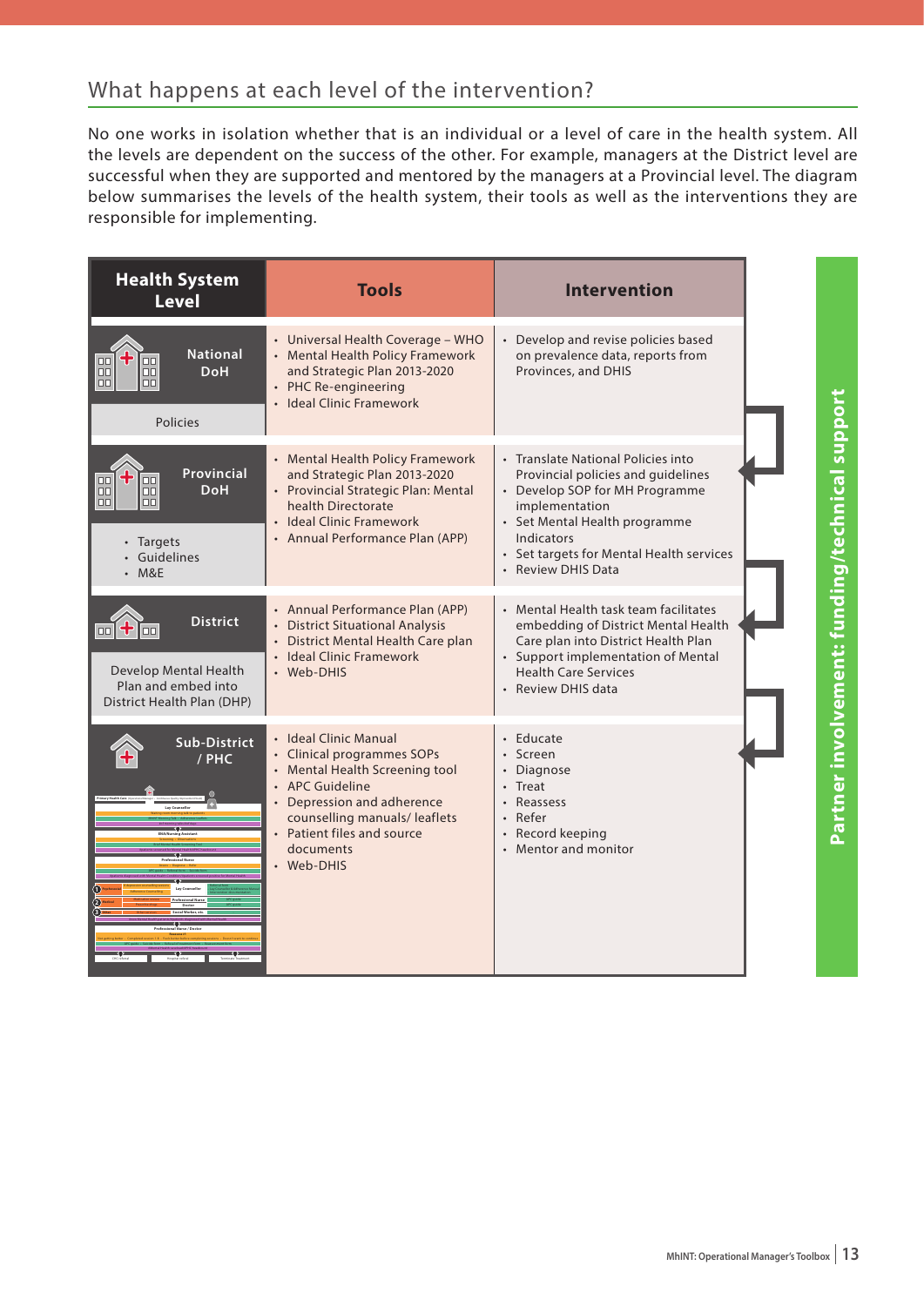## What happens at each level of the intervention?

No one works in isolation whether that is an individual or a level of care in the health system. All the levels are dependent on the success of the other. For example, managers at the District level are successful when they are supported and mentored by the managers at a Provincial level. The diagram below summarises the levels of the health system, their tools as well as the interventions they are responsible for implementing.

| Health System Level | Tools | Intervention |
|---|---|---|
| **National DoH**<br>Policies | • Universal Health Coverage – WHO<br>• Mental Health Policy Framework and Strategic Plan 2013-2020<br>• PHC Re-engineering<br>• Ideal Clinic Framework | • Develop and revise policies based on prevalence data, reports from Provinces, and DHIS |
| **Provincial DoH**<br>• Targets<br>• Guidelines<br>• M&E | • Mental Health Policy Framework and Strategic Plan 2013-2020<br>• Provincial Strategic Plan: Mental health Directorate<br>• Ideal Clinic Framework<br>• Annual Performance Plan (APP) | • Translate National Policies into Provincial policies and guidelines<br>• Develop SOP for MH Programme implementation<br>• Set Mental Health programme Indicators<br>• Set targets for Mental Health services<br>• Review DHIS Data |
| **District**<br>Develop Mental Health Plan and embed into District Health Plan (DHP) | • Annual Performance Plan (APP)<br>• District Situational Analysis<br>• District Mental Health Care plan<br>• Ideal Clinic Framework<br>• Web-DHIS | • Mental Health task team facilitates embedding of District Mental Health Care plan into District Health Plan<br>• Support implementation of Mental Health Care Services<br>• Review DHIS data |
| **Sub-District / PHC** | • Ideal Clinic Manual<br>• Clinical programmes SOPs<br>• Mental Health Screening tool<br>• APC Guideline<br>• Depression and adherence counselling manuals/ leaflets<br>• Patient files and source documents<br>• Web-DHIS | • Educate<br>• Screen<br>• Diagnose<br>• Treat<br>• Reassess<br>• Refer<br>• Record keeping<br>• Mentor and monitor |

Partner involvement: funding/technical support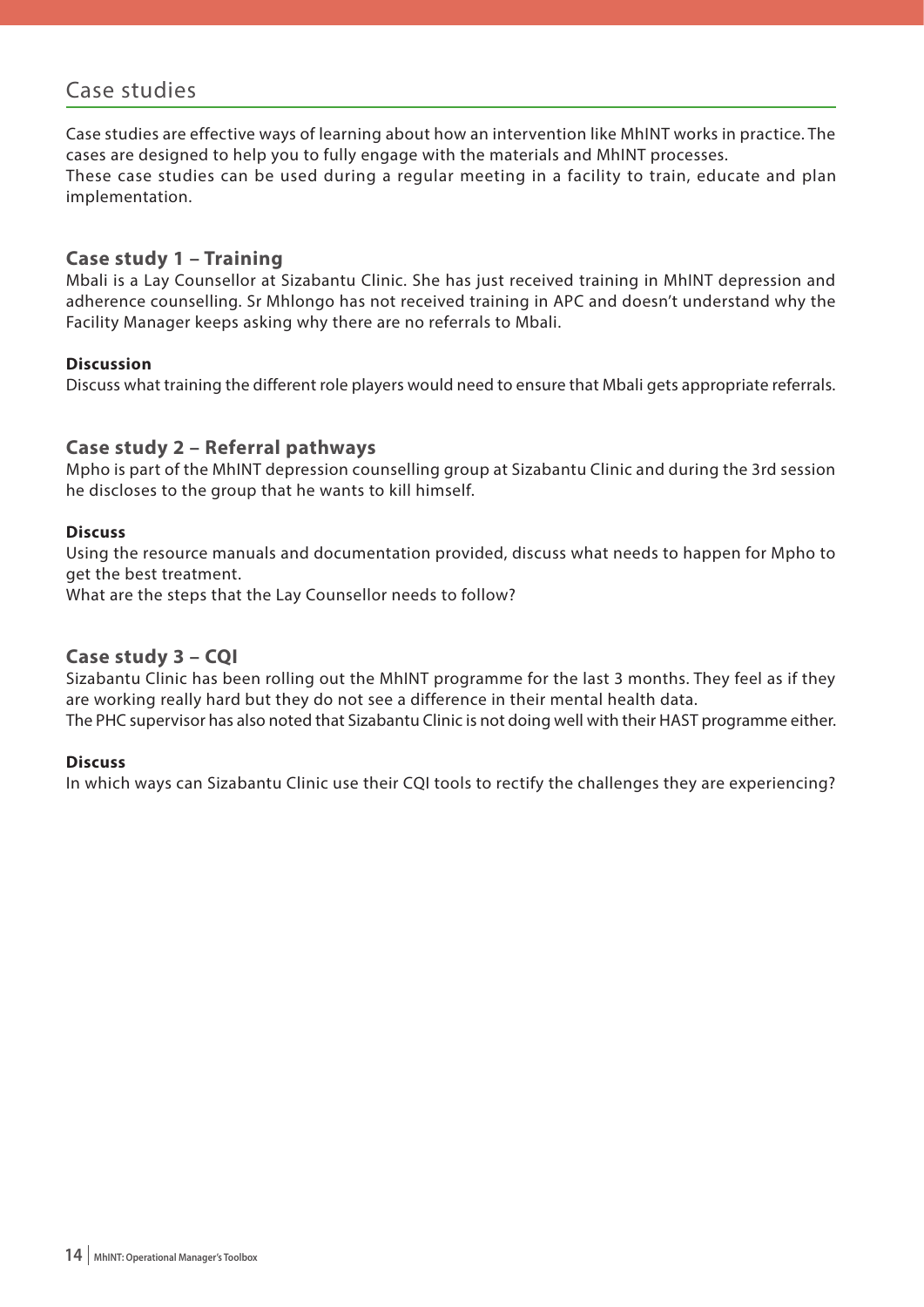# Case studies

Case studies are effective ways of learning about how an intervention like MhINT works in practice. The cases are designed to help you to fully engage with the materials and MhINT processes.
These case studies can be used during a regular meeting in a facility to train, educate and plan implementation.

## Case study 1 – Training

Mbali is a Lay Counsellor at Sizabantu Clinic. She has just received training in MhINT depression and adherence counselling. Sr Mhlongo has not received training in APC and doesn't understand why the Facility Manager keeps asking why there are no referrals to Mbali.

**Discussion**

Discuss what training the different role players would need to ensure that Mbali gets appropriate referrals.

## Case study 2 – Referral pathways

Mpho is part of the MhINT depression counselling group at Sizabantu Clinic and during the 3rd session he discloses to the group that he wants to kill himself.

**Discuss**

Using the resource manuals and documentation provided, discuss what needs to happen for Mpho to get the best treatment.
What are the steps that the Lay Counsellor needs to follow?

## Case study 3 – CQI

Sizabantu Clinic has been rolling out the MhINT programme for the last 3 months. They feel as if they are working really hard but they do not see a difference in their mental health data.
The PHC supervisor has also noted that Sizabantu Clinic is not doing well with their HAST programme either.

**Discuss**

In which ways can Sizabantu Clinic use their CQI tools to rectify the challenges they are experiencing?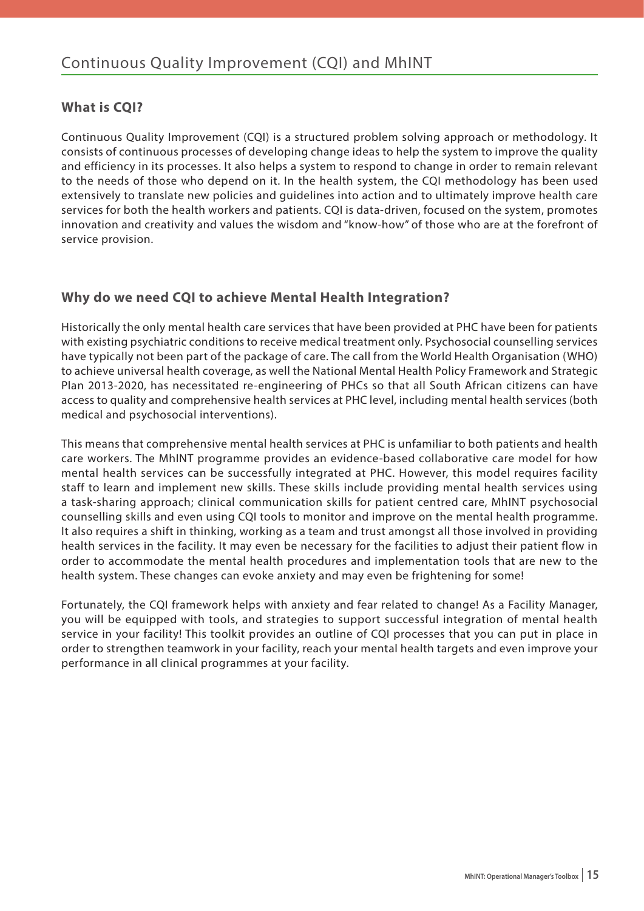# Continuous Quality Improvement (CQI) and MhINT

## What is CQI?

Continuous Quality Improvement (CQI) is a structured problem solving approach or methodology. It consists of continuous processes of developing change ideas to help the system to improve the quality and efficiency in its processes. It also helps a system to respond to change in order to remain relevant to the needs of those who depend on it. In the health system, the CQI methodology has been used extensively to translate new policies and guidelines into action and to ultimately improve health care services for both the health workers and patients. CQI is data-driven, focused on the system, promotes innovation and creativity and values the wisdom and "know-how" of those who are at the forefront of service provision.

## Why do we need CQI to achieve Mental Health Integration?

Historically the only mental health care services that have been provided at PHC have been for patients with existing psychiatric conditions to receive medical treatment only. Psychosocial counselling services have typically not been part of the package of care. The call from the World Health Organisation (WHO) to achieve universal health coverage, as well the National Mental Health Policy Framework and Strategic Plan 2013-2020, has necessitated re-engineering of PHCs so that all South African citizens can have access to quality and comprehensive health services at PHC level, including mental health services (both medical and psychosocial interventions).

This means that comprehensive mental health services at PHC is unfamiliar to both patients and health care workers. The MhINT programme provides an evidence-based collaborative care model for how mental health services can be successfully integrated at PHC. However, this model requires facility staff to learn and implement new skills. These skills include providing mental health services using a task-sharing approach; clinical communication skills for patient centred care, MhINT psychosocial counselling skills and even using CQI tools to monitor and improve on the mental health programme. It also requires a shift in thinking, working as a team and trust amongst all those involved in providing health services in the facility. It may even be necessary for the facilities to adjust their patient flow in order to accommodate the mental health procedures and implementation tools that are new to the health system. These changes can evoke anxiety and may even be frightening for some!

Fortunately, the CQI framework helps with anxiety and fear related to change! As a Facility Manager, you will be equipped with tools, and strategies to support successful integration of mental health service in your facility! This toolkit provides an outline of CQI processes that you can put in place in order to strengthen teamwork in your facility, reach your mental health targets and even improve your performance in all clinical programmes at your facility.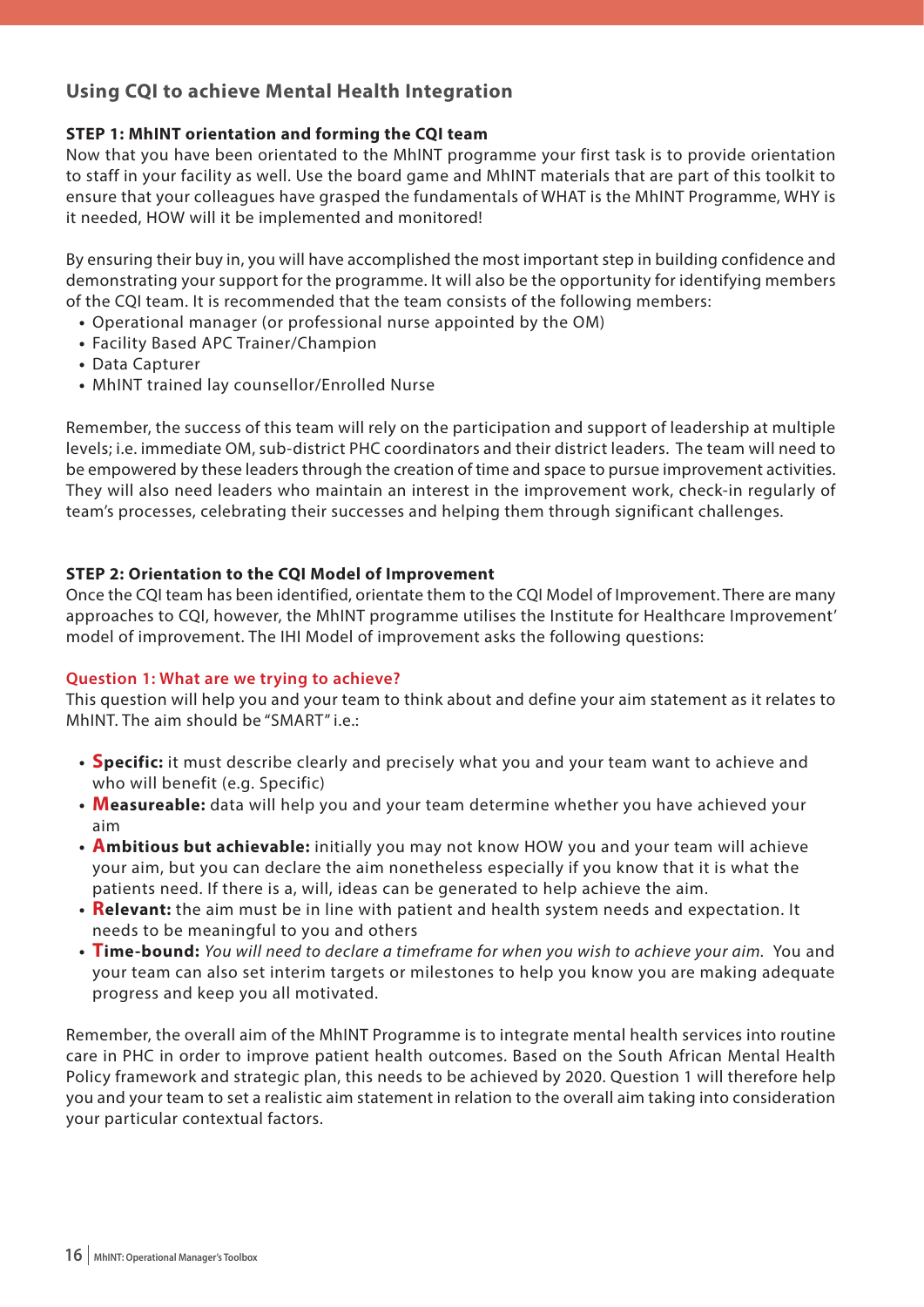## Using CQI to achieve Mental Health Integration

### STEP 1: MhINT orientation and forming the CQI team

Now that you have been orientated to the MhINT programme your first task is to provide orientation to staff in your facility as well. Use the board game and MhINT materials that are part of this toolkit to ensure that your colleagues have grasped the fundamentals of WHAT is the MhINT Programme, WHY is it needed, HOW will it be implemented and monitored!

By ensuring their buy in, you will have accomplished the most important step in building confidence and demonstrating your support for the programme. It will also be the opportunity for identifying members of the CQI team. It is recommended that the team consists of the following members:

- Operational manager (or professional nurse appointed by the OM)
- Facility Based APC Trainer/Champion
- Data Capturer
- MhINT trained lay counsellor/Enrolled Nurse

Remember, the success of this team will rely on the participation and support of leadership at multiple levels; i.e. immediate OM, sub-district PHC coordinators and their district leaders. The team will need to be empowered by these leaders through the creation of time and space to pursue improvement activities. They will also need leaders who maintain an interest in the improvement work, check-in regularly of team's processes, celebrating their successes and helping them through significant challenges.

### STEP 2: Orientation to the CQI Model of Improvement

Once the CQI team has been identified, orientate them to the CQI Model of Improvement. There are many approaches to CQI, however, the MhINT programme utilises the Institute for Healthcare Improvement' model of improvement. The IHI Model of improvement asks the following questions:

#### Question 1: What are we trying to achieve?

This question will help you and your team to think about and define your aim statement as it relates to MhINT. The aim should be "SMART" i.e.:

- **Specific:** it must describe clearly and precisely what you and your team want to achieve and who will benefit (e.g. Specific)
- **Measureable:** data will help you and your team determine whether you have achieved your aim
- **Ambitious but achievable:** initially you may not know HOW you and your team will achieve your aim, but you can declare the aim nonetheless especially if you know that it is what the patients need. If there is a, will, ideas can be generated to help achieve the aim.
- **Relevant:** the aim must be in line with patient and health system needs and expectation. It needs to be meaningful to you and others
- **Time-bound:** *You will need to declare a timeframe for when you wish to achieve your aim.* You and your team can also set interim targets or milestones to help you know you are making adequate progress and keep you all motivated.

Remember, the overall aim of the MhINT Programme is to integrate mental health services into routine care in PHC in order to improve patient health outcomes. Based on the South African Mental Health Policy framework and strategic plan, this needs to be achieved by 2020. Question 1 will therefore help you and your team to set a realistic aim statement in relation to the overall aim taking into consideration your particular contextual factors.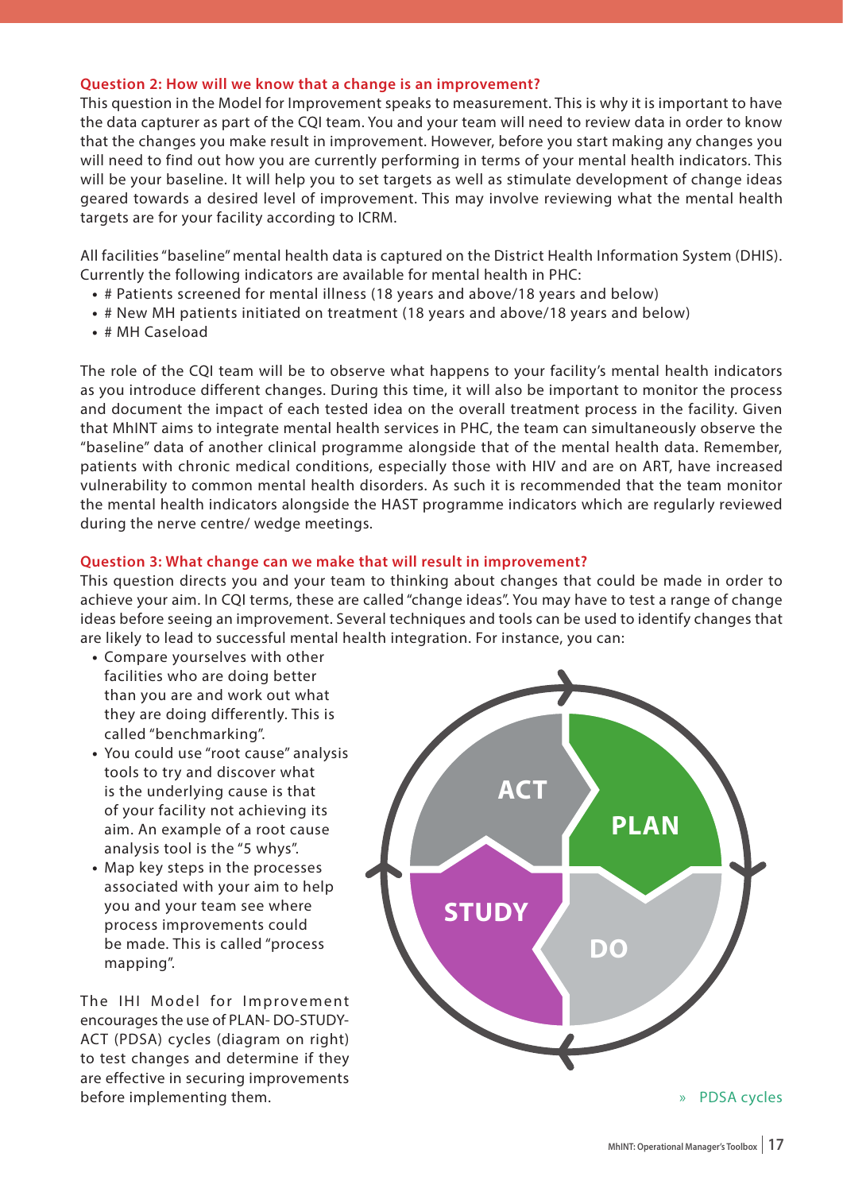### Question 2: How will we know that a change is an improvement?

This question in the Model for Improvement speaks to measurement. This is why it is important to have the data capturer as part of the CQI team. You and your team will need to review data in order to know that the changes you make result in improvement. However, before you start making any changes you will need to find out how you are currently performing in terms of your mental health indicators. This will be your baseline. It will help you to set targets as well as stimulate development of change ideas geared towards a desired level of improvement. This may involve reviewing what the mental health targets are for your facility according to ICRM.

All facilities "baseline" mental health data is captured on the District Health Information System (DHIS). Currently the following indicators are available for mental health in PHC:

- # Patients screened for mental illness (18 years and above/18 years and below)
- # New MH patients initiated on treatment (18 years and above/18 years and below)
- # MH Caseload

The role of the CQI team will be to observe what happens to your facility's mental health indicators as you introduce different changes. During this time, it will also be important to monitor the process and document the impact of each tested idea on the overall treatment process in the facility. Given that MhINT aims to integrate mental health services in PHC, the team can simultaneously observe the "baseline" data of another clinical programme alongside that of the mental health data. Remember, patients with chronic medical conditions, especially those with HIV and are on ART, have increased vulnerability to common mental health disorders. As such it is recommended that the team monitor the mental health indicators alongside the HAST programme indicators which are regularly reviewed during the nerve centre/ wedge meetings.

### Question 3: What change can we make that will result in improvement?

This question directs you and your team to thinking about changes that could be made in order to achieve your aim. In CQI terms, these are called "change ideas". You may have to test a range of change ideas before seeing an improvement. Several techniques and tools can be used to identify changes that are likely to lead to successful mental health integration. For instance, you can:

- Compare yourselves with other facilities who are doing better than you are and work out what they are doing differently. This is called "benchmarking".
- You could use "root cause" analysis tools to try and discover what is the underlying cause is that of your facility not achieving its aim. An example of a root cause analysis tool is the "5 whys".
- Map key steps in the processes associated with your aim to help you and your team see where process improvements could be made. This is called "process mapping".

The IHI Model for Improvement encourages the use of PLAN- DO-STUDY-ACT (PDSA) cycles (diagram on right) to test changes and determine if they are effective in securing improvements before implementing them.

ACT · PLAN · DO · STUDY

» PDSA cycles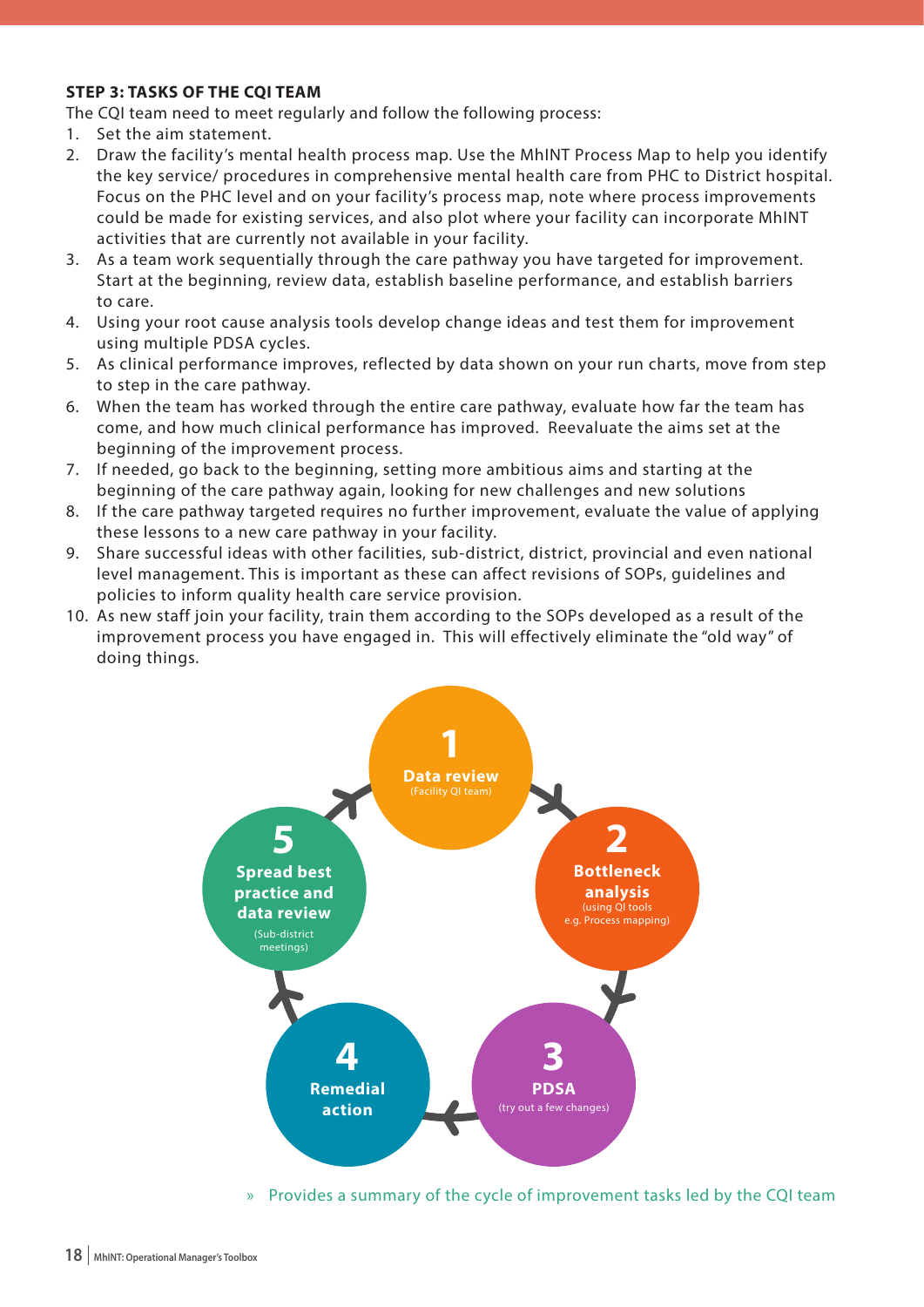### STEP 3: TASKS OF THE CQI TEAM

The CQI team need to meet regularly and follow the following process:

1. Set the aim statement.
2. Draw the facility's mental health process map. Use the MhINT Process Map to help you identify the key service/ procedures in comprehensive mental health care from PHC to District hospital. Focus on the PHC level and on your facility's process map, note where process improvements could be made for existing services, and also plot where your facility can incorporate MhINT activities that are currently not available in your facility.
3. As a team work sequentially through the care pathway you have targeted for improvement. Start at the beginning, review data, establish baseline performance, and establish barriers to care.
4. Using your root cause analysis tools develop change ideas and test them for improvement using multiple PDSA cycles.
5. As clinical performance improves, reflected by data shown on your run charts, move from step to step in the care pathway.
6. When the team has worked through the entire care pathway, evaluate how far the team has come, and how much clinical performance has improved. Reevaluate the aims set at the beginning of the improvement process.
7. If needed, go back to the beginning, setting more ambitious aims and starting at the beginning of the care pathway again, looking for new challenges and new solutions
8. If the care pathway targeted requires no further improvement, evaluate the value of applying these lessons to a new care pathway in your facility.
9. Share successful ideas with other facilities, sub-district, district, provincial and even national level management. This is important as these can affect revisions of SOPs, guidelines and policies to inform quality health care service provision.
10. As new staff join your facility, train them according to the SOPs developed as a result of the improvement process you have engaged in. This will effectively eliminate the "old way" of doing things.

**1 Data review** (Facility QI team)

**2 Bottleneck analysis** (using QI tools e.g. Process mapping)

**3 PDSA** (try out a few changes)

**4 Remedial action**

**5 Spread best practice and data review** (Sub-district meetings)

» Provides a summary of the cycle of improvement tasks led by the CQI team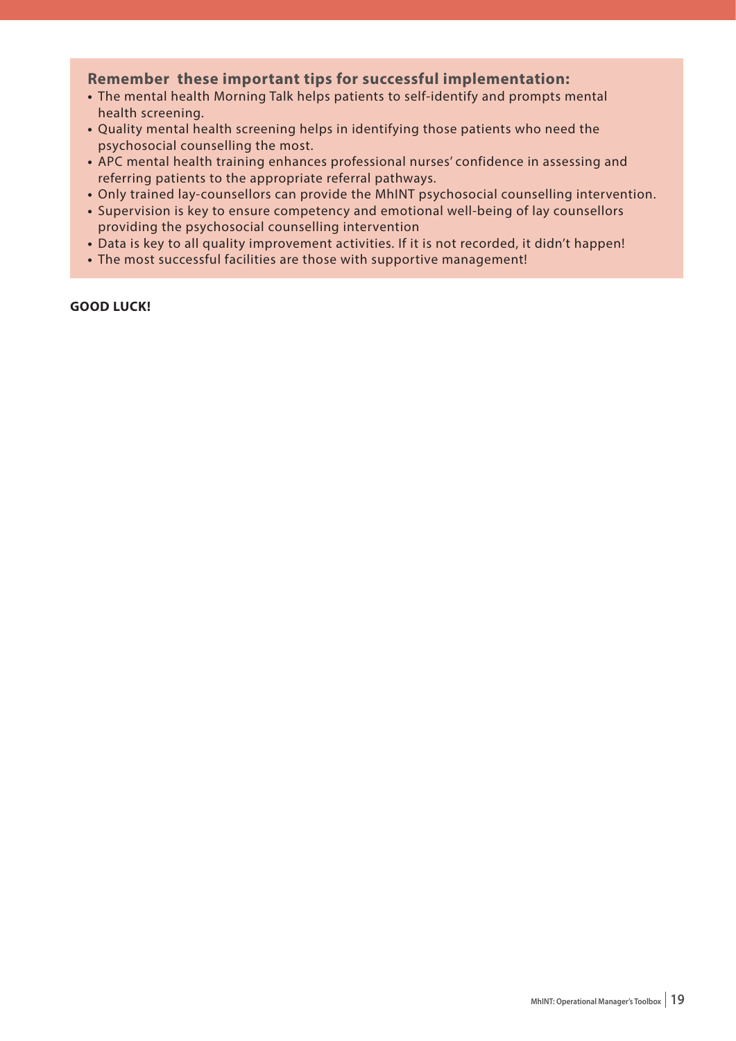**Remember these important tips for successful implementation:**

- The mental health Morning Talk helps patients to self-identify and prompts mental health screening.
- Quality mental health screening helps in identifying those patients who need the psychosocial counselling the most.
- APC mental health training enhances professional nurses' confidence in assessing and referring patients to the appropriate referral pathways.
- Only trained lay-counsellors can provide the MhINT psychosocial counselling intervention.
- Supervision is key to ensure competency and emotional well-being of lay counsellors providing the psychosocial counselling intervention
- Data is key to all quality improvement activities. If it is not recorded, it didn't happen!
- The most successful facilities are those with supportive management!

**GOOD LUCK!**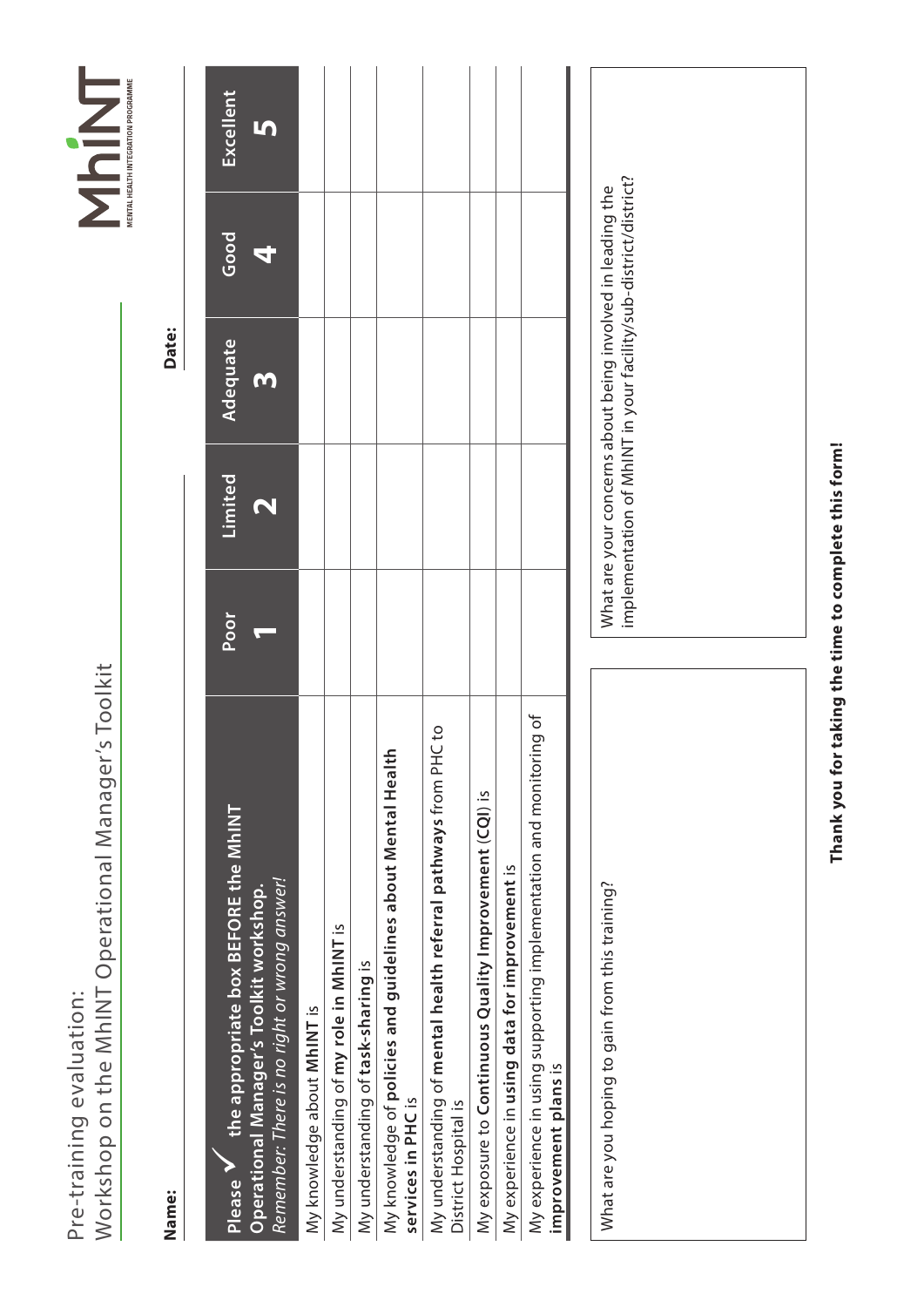# Pre-training evaluation:

## Workshop on the MhINT Operational Manager's Toolkit

MhINT MENTAL HEALTH INTEGRATION PROGRAMME

**Name:** 

**Date:** 

| **Please ✓ the appropriate box BEFORE the MhINT Operational Manager's Toolkit workshop.** *Remember: There is no right or wrong answer!* | Poor **1** | Limited **2** | Adequate **3** | Good **4** | Excellent **5** |
|---|---|---|---|---|---|
| My knowledge about **MhINT** is | | | | | |
| My understanding of **my role in MhINT** is | | | | | |
| My understanding of **task-sharing** is | | | | | |
| My knowledge of **policies and guidelines about Mental Health services in PHC** is | | | | | |
| My understanding of **mental health referral pathways** from PHC to District Hospital is | | | | | |
| My exposure to **Continuous Quality Improvement (CQI)** is | | | | | |
| My experience in **using data for improvement** is | | | | | |
| My experience in using supporting implementation and monitoring of **improvement plans** is | | | | | |

What are you hoping to gain from this training?

What are your concerns about being involved in leading the implementation of MhINT in your facility/sub-district/district?

**Thank you for taking the time to complete this form!**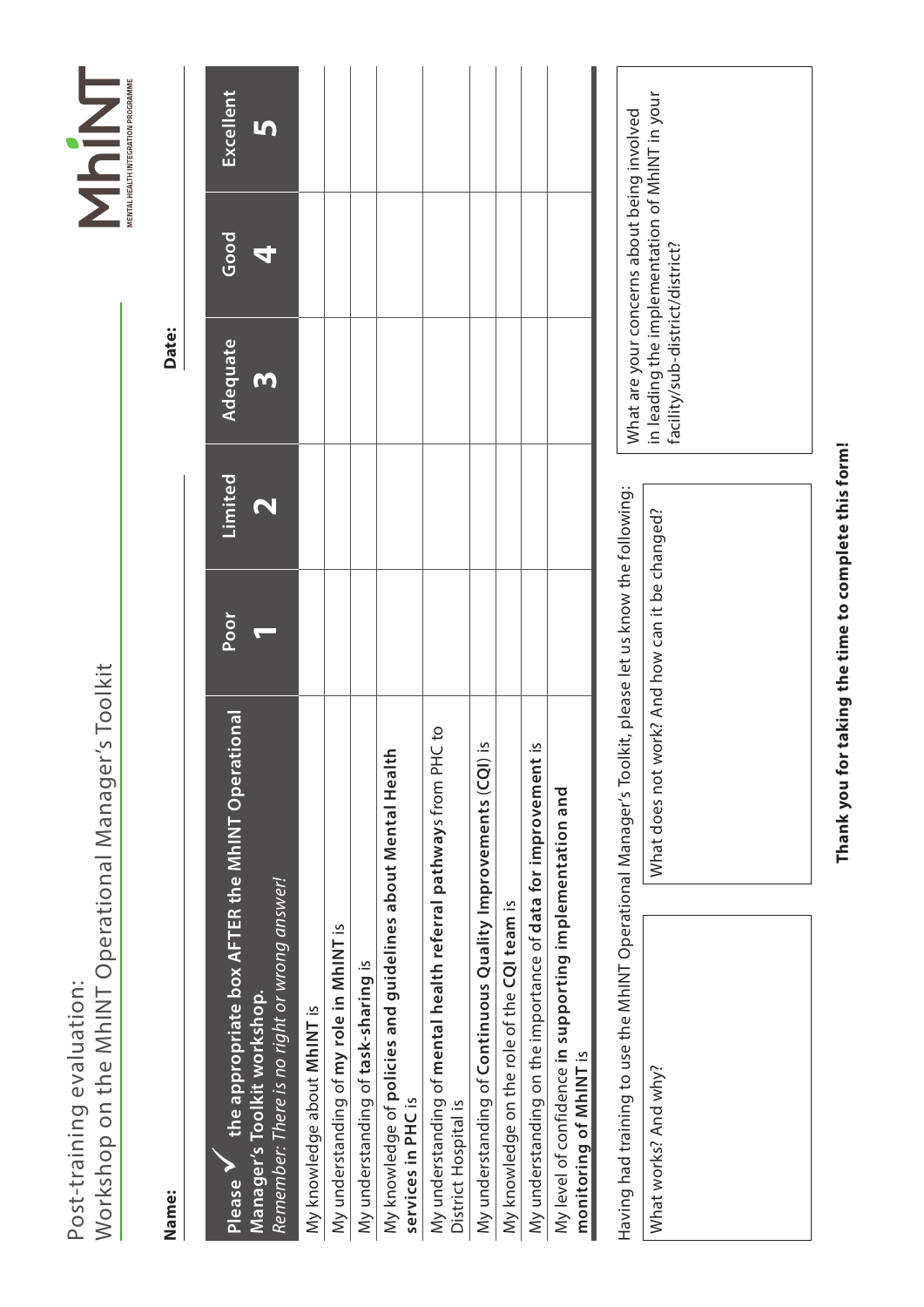# Post-training evaluation:
## Workshop on the MhINT Operational Manager's Toolkit

MhINT MENTAL HEALTH INTEGRATION PROGRAMME

**Name:** **Date:**

| Please ✓ **the appropriate box AFTER the MhINT Operational Manager's Toolkit workshop.** *Remember: There is no right or wrong answer!* | Poor **1** | Limited **2** | Adequate **3** | Good **4** | Excellent **5** |
|---|---|---|---|---|---|
| My knowledge about **MhINT** is | | | | | |
| My understanding of **my role in MhINT** is | | | | | |
| My understanding of **task-sharing** is | | | | | |
| My knowledge of **policies and guidelines about Mental Health services in PHC** is | | | | | |
| My understanding of **mental health referral pathways** from PHC to District Hospital is | | | | | |
| My understanding of **Continuous Quality Improvements (CQI)** is | | | | | |
| My knowledge on the role of the **CQI team** is | | | | | |
| My understanding on the importance of **data for improvement** is | | | | | |
| My level of confidence **in supporting implementation and monitoring of MhINT** is | | | | | |

Having had training to use the MhINT Operational Manager's Toolkit, please let us know the following:

What works? And why?

What does not work? And how can it be changed?

What are your concerns about being involved in leading the implementation of MhINT in your facility/sub-district/district?

**Thank you for taking the time to complete this form!**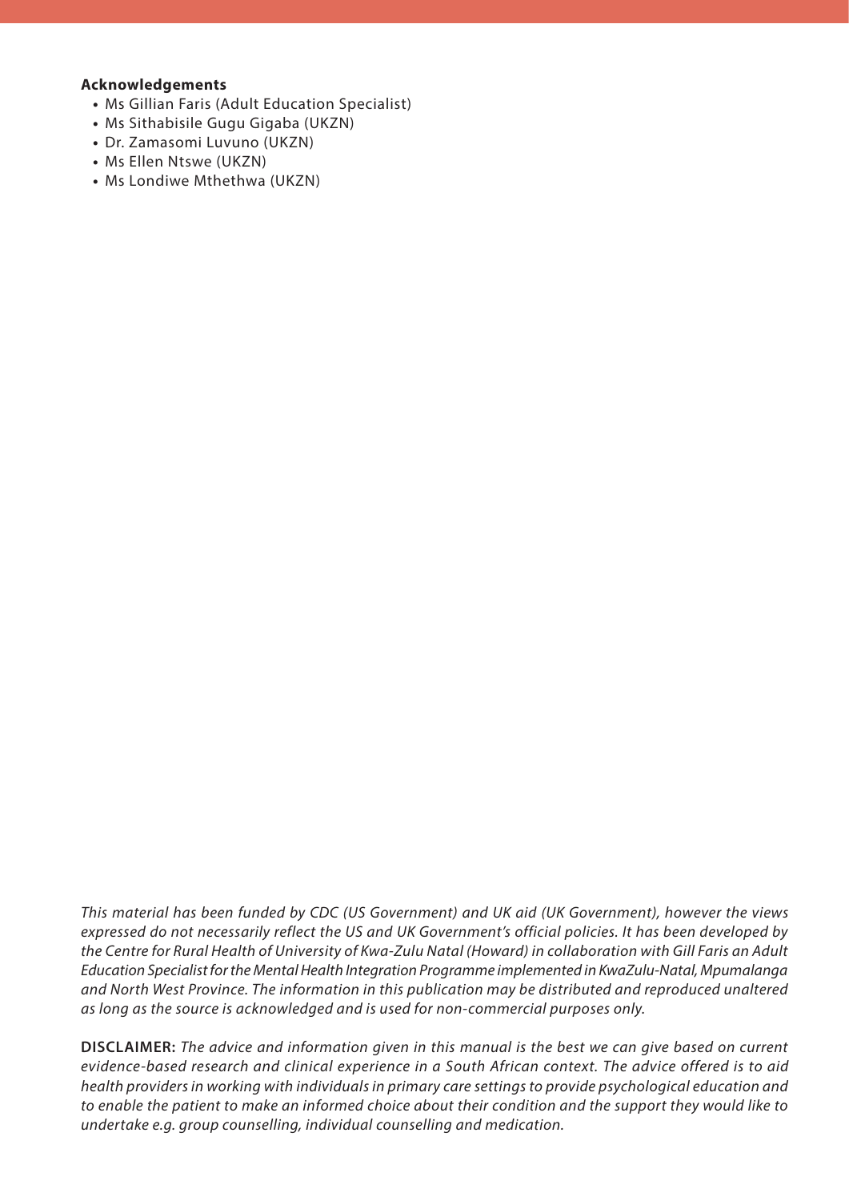**Acknowledgements**

- Ms Gillian Faris (Adult Education Specialist)
- Ms Sithabisile Gugu Gigaba (UKZN)
- Dr. Zamasomi Luvuno (UKZN)
- Ms Ellen Ntswe (UKZN)
- Ms Londiwe Mthethwa (UKZN)

*This material has been funded by CDC (US Government) and UK aid (UK Government), however the views expressed do not necessarily reflect the US and UK Government's official policies. It has been developed by the Centre for Rural Health of University of Kwa-Zulu Natal (Howard) in collaboration with Gill Faris an Adult Education Specialist for the Mental Health Integration Programme implemented in KwaZulu-Natal, Mpumalanga and North West Province. The information in this publication may be distributed and reproduced unaltered as long as the source is acknowledged and is used for non-commercial purposes only.*

**DISCLAIMER:** *The advice and information given in this manual is the best we can give based on current evidence-based research and clinical experience in a South African context. The advice offered is to aid health providers in working with individuals in primary care settings to provide psychological education and to enable the patient to make an informed choice about their condition and the support they would like to undertake e.g. group counselling, individual counselling and medication.*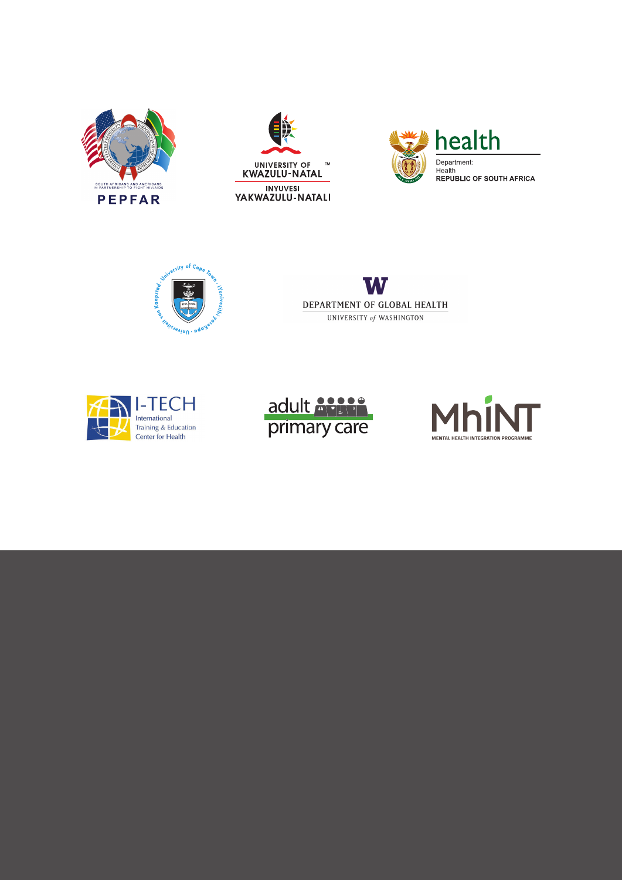SOUTH AFRICANS AND AMERICANS IN PARTNERSHIP TO FIGHT HIV/AIDS

PEPFAR

UNIVERSITY OF KWAZULU-NATAL

INYUVESI YAKWAZULU-NATALI

health

Department: Health

REPUBLIC OF SOUTH AFRICA

University of Cape Town · iYunivesithi yaseKapa · Universiteit van Kaapstad

DEPARTMENT OF GLOBAL HEALTH

UNIVERSITY of WASHINGTON

I-TECH

International Training & Education Center for Health

adult primary care

MhINT

MENTAL HEALTH INTEGRATION PROGRAMME